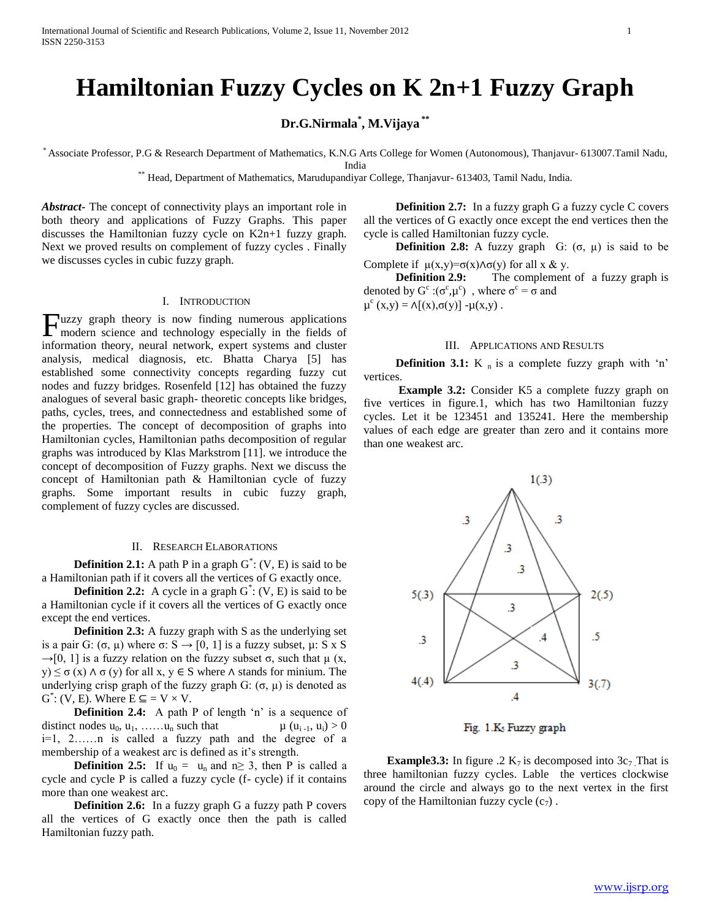# Hamiltonian Fuzzy Cycles on K 2n+1 Fuzzy Graph

**Dr.G.Nirmala[*], M.Vijaya[**]**

[*] Associate Professor, P.G & Research Department of Mathematics, K.N.G Arts College for Women (Autonomous), Thanjavur- 613007.Tamil Nadu, India

[**] Head, Department of Mathematics, Marudupandiyar College, Thanjavur- 613403, Tamil Nadu, India.

***Abstract-*** The concept of connectivity plays an important role in both theory and applications of Fuzzy Graphs. This paper discusses the Hamiltonian fuzzy cycle on K2n+1 fuzzy graph. Next we proved results on complement of fuzzy cycles . Finally we discusses cycles in cubic fuzzy graph.

## I. Introduction

Fuzzy graph theory is now finding numerous applications modern science and technology especially in the fields of information theory, neural network, expert systems and cluster analysis, medical diagnosis, etc. Bhatta Charya [5] has established some connectivity concepts regarding fuzzy cut nodes and fuzzy bridges. Rosenfeld [12] has obtained the fuzzy analogues of several basic graph- theoretic concepts like bridges, paths, cycles, trees, and connectedness and established some of the properties. The concept of decomposition of graphs into Hamiltonian cycles, Hamiltonian paths decomposition of regular graphs was introduced by Klas Markstrom [11]. we introduce the concept of decomposition of Fuzzy graphs. Next we discuss the concept of Hamiltonian path & Hamiltonian cycle of fuzzy graphs. Some important results in cubic fuzzy graph, complement of fuzzy cycles are discussed.

## II. Research Elaborations

**Definition 2.1:** A path P in a graph $G^*$: (V, E) is said to be a Hamiltonian path if it covers all the vertices of G exactly once.

**Definition 2.2:** A cycle in a graph $G^*$: (V, E) is said to be a Hamiltonian cycle if it covers all the vertices of G exactly once except the end vertices.

**Definition 2.3:** A fuzzy graph with S as the underlying set is a pair G: (σ, μ) where $\sigma: S \rightarrow [0, 1]$ is a fuzzy subset, $\mu: S \times S \rightarrow [0, 1]$ is a fuzzy relation on the fuzzy subset σ, such that $\mu(x, y) \leq \sigma(x) \wedge \sigma(y)$ for all x, y ∈ S where ∧ stands for minium. The underlying crisp graph of the fuzzy graph G: (σ, μ) is denoted as $G^*$: (V, E). Where $E \subseteq = V \times V$.

**Definition 2.4:** A path P of length 'n' is a sequence of distinct nodes $u_0, u_1, \ldots\ldots u_n$ such that $\mu(u_{i-1}, u_i) > 0$ i=1, 2……n is called a fuzzy path and the degree of a membership of a weakest arc is defined as it's strength.

**Definition 2.5:** If $u_0 = u_n$ and $n \geq 3$, then P is called a cycle and cycle P is called a fuzzy cycle (f- cycle) if it contains more than one weakest arc.

**Definition 2.6:** In a fuzzy graph G a fuzzy path P covers all the vertices of G exactly once then the path is called Hamiltonian fuzzy path.

**Definition 2.7:** In a fuzzy graph G a fuzzy cycle C covers all the vertices of G exactly once except the end vertices then the cycle is called Hamiltonian fuzzy cycle.

**Definition 2.8:** A fuzzy graph G: (σ, μ) is said to be Complete if $\mu(x,y)=\sigma(x)\wedge\sigma(y)$ for all x & y.

**Definition 2.9:** The complement of a fuzzy graph is denoted by $G^c:(\sigma^c,\mu^c)$ , where $\sigma^c = \sigma$ and $\mu^c(x,y) = \wedge[(x),\sigma(y)] - \mu(x,y)$ .

## III. Applications and Results

**Definition 3.1:** $K_n$ is a complete fuzzy graph with 'n' vertices.

**Example 3.2:** Consider K5 a complete fuzzy graph on five vertices in figure.1, which has two Hamiltonian fuzzy cycles. Let it be 123451 and 135241. Here the membership values of each edge are greater than zero and it contains more than one weakest arc.

Fig. 1.K5 Fuzzy graph

**Example3.3:** In figure .2 $K_7$ is decomposed into $3c_7$ .That is three hamiltonian fuzzy cycles. Lable the vertices clockwise around the circle and always go to the next vertex in the first copy of the Hamiltonian fuzzy cycle ($c_7$) .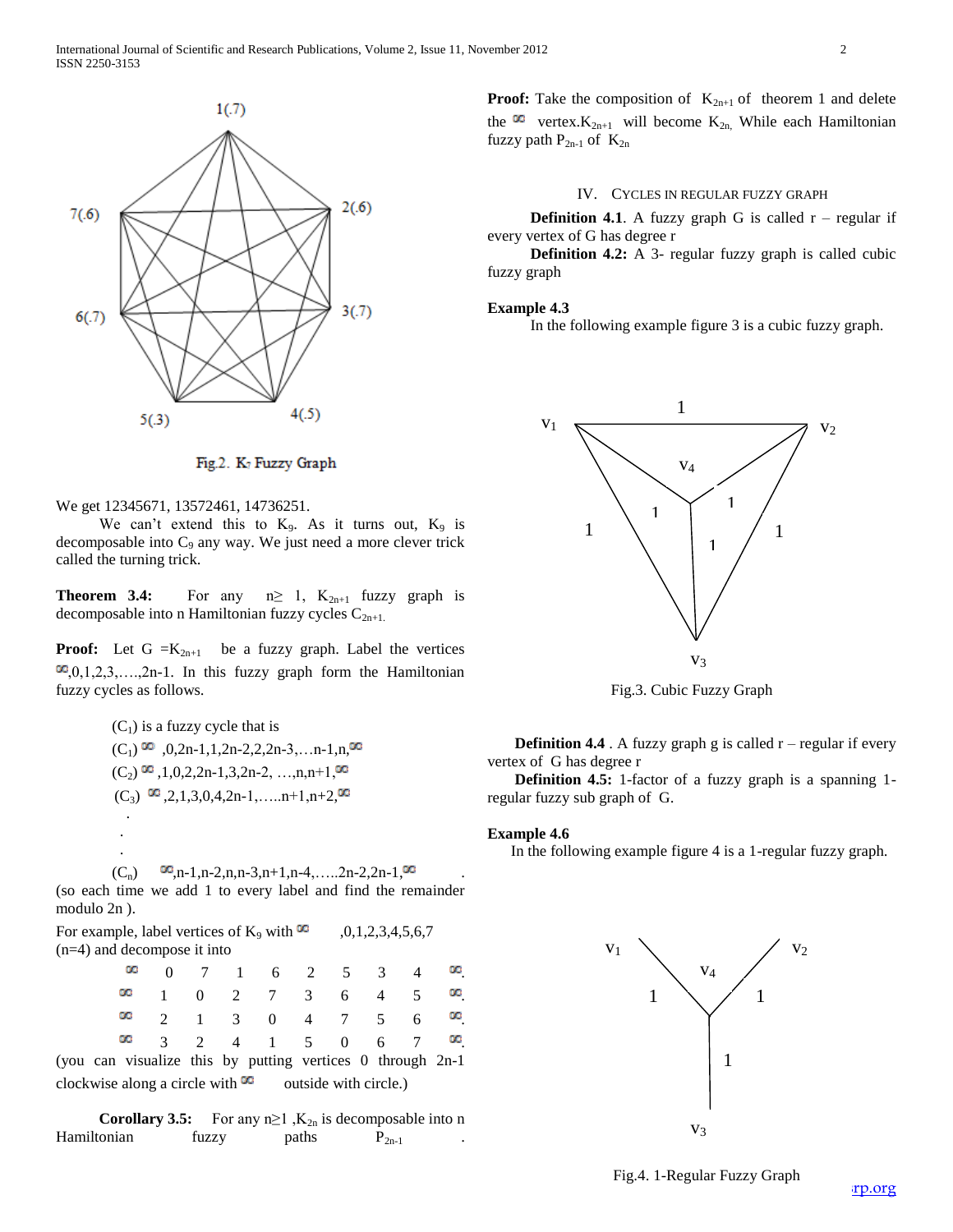Fig.2. $K_7$ Fuzzy Graph

We get 12345671, 13572461, 14736251.

We can't extend this to $K_9$. As it turns out, $K_9$ is decomposable into $C_9$ any way. We just need a more clever trick called the turning trick.

**Theorem 3.4:** For any $n \geq 1$, $K_{2n+1}$ fuzzy graph is decomposable into n Hamiltonian fuzzy cycles $C_{2n+1}$.

**Proof:** Let G $=K_{2n+1}$ be a fuzzy graph. Label the vertices $\infty$,0,1,2,3,….,2n-1. In this fuzzy graph form the Hamiltonian fuzzy cycles as follows.

($C_1$) is a fuzzy cycle that is

($C_1$) $\infty$ ,0,2n-1,1,2n-2,2,2n-3,…n-1,n,$\infty$

($C_2$) $\infty$ ,1,0,2,2n-1,3,2n-2, …,n,n+1,$\infty$

($C_3$) $\infty$ ,2,1,3,0,4,2n-1,…..n+1,n+2,$\infty$

.

.

.

($C_n$) $\infty$,n-1,n-2,n,n-3,n+1,n-4,…..2n-2,2n-1,$\infty$ .

(so each time we add 1 to every label and find the remainder modulo 2n ).

For example, label vertices of $K_9$ with $\infty$ ,0,1,2,3,4,5,6,7 (n=4) and decompose it into

$\infty$ 0 7 1 6 2 5 3 4 $\infty$.

$\infty$ 1 0 2 7 3 6 4 5 $\infty$.

$\infty$ 2 1 3 0 4 7 5 6 $\infty$.

$\infty$ 3 2 4 1 5 0 6 7 $\infty$.

(you can visualize this by putting vertices 0 through 2n-1 clockwise along a circle with $\infty$ outside with circle.)

**Corollary 3.5:** For any n≥1 ,$K_{2n}$ is decomposable into n Hamiltonian fuzzy paths $P_{2n-1}$ .

**Proof:** Take the composition of $K_{2n+1}$ of theorem 1 and delete the $\infty$ vertex.$K_{2n+1}$ will become $K_{2n,}$ While each Hamiltonian fuzzy path $P_{2n-1}$ of $K_{2n}$

## IV. Cycles in Regular Fuzzy Graph

**Definition 4.1**. A fuzzy graph G is called r – regular if every vertex of G has degree r

**Definition 4.2:** A 3- regular fuzzy graph is called cubic fuzzy graph

**Example 4.3**

In the following example figure 3 is a cubic fuzzy graph.

Fig.3. Cubic Fuzzy Graph

**Definition 4.4** . A fuzzy graph g is called r – regular if every vertex of G has degree r

**Definition 4.5:** 1-factor of a fuzzy graph is a spanning 1-regular fuzzy sub graph of G.

**Example 4.6**

In the following example figure 4 is a 1-regular fuzzy graph.

Fig.4. 1-Regular Fuzzy Graph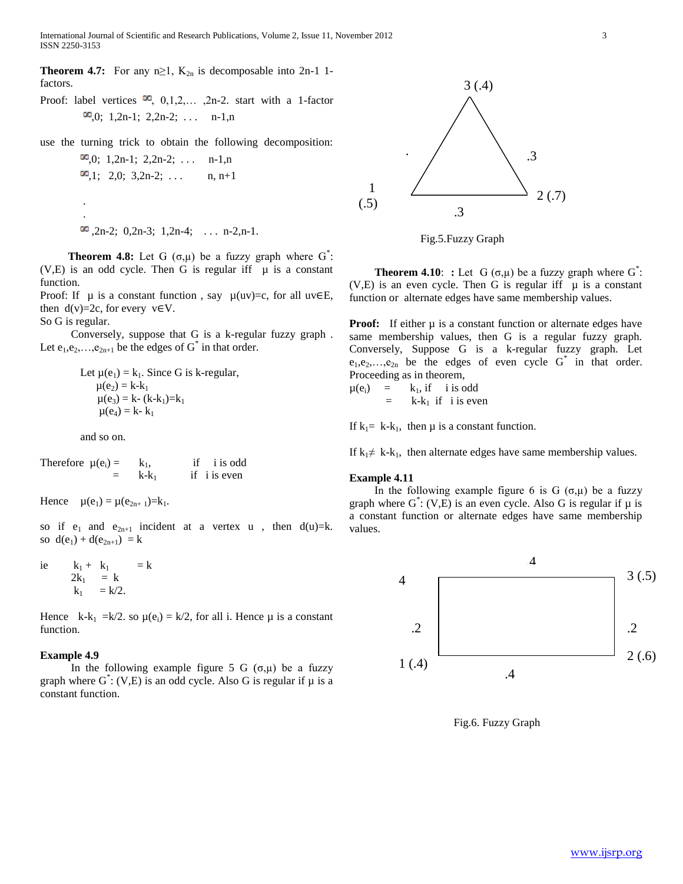**Theorem 4.7:** For any $n \geq 1$, $K_{2n}$ is decomposable into 2n-1 1-factors.

Proof: label vertices $\infty$, 0,1,2,… ,2n-2. start with a 1-factor

$\infty$,0; 1,2n-1; 2,2n-2; . . . n-1,n

use the turning trick to obtain the following decomposition:

$\infty$,0; 1,2n-1; 2,2n-2; . . . n-1,n

$\infty$,1; 2,0; 3,2n-2; . . . n, n+1

.

.

$\infty$ ,2n-2; 0,2n-3; 1,2n-4; . . . n-2,n-1.

**Theorem 4.8:** Let G $(\sigma,\mu)$ be a fuzzy graph where $G^*$: (V,E) is an odd cycle. Then G is regular iff $\mu$ is a constant function.

Proof: If $\mu$ is a constant function , say $\mu(uv)=c$, for all $uv \in E$, then $d(v)=2c$, for every $v \in V$.

So G is regular.

Conversely, suppose that G is a k-regular fuzzy graph . Let $e_1,e_2,\ldots,e_{2n+1}$ be the edges of $G^*$ in that order.

Let $\mu(e_1) = k_1$. Since G is k-regular,

$\mu(e_2) = k-k_1$

$\mu(e_3) = k- (k-k_1)=k_1$

$\mu(e_4) = k- k_1$

and so on.

Therefore $\mu(e_i) = k_1$, if i is odd

$= k-k_1$ if i is even

Hence $\mu(e_1) = \mu(e_{2n+1})=k_1$.

so if $e_1$ and $e_{2n+1}$ incident at a vertex u , then $d(u)=k$. so $d(e_1) + d(e_{2n+1}) = k$

ie $k_1 + k_1 = k$

$2k_1 = k$

$k_1 = k/2$.

Hence $k-k_1 =k/2$. so $\mu(e_i) = k/2$, for all i. Hence $\mu$ is a constant function.

**Example 4.9**

In the following example figure 5 G $(\sigma,\mu)$ be a fuzzy graph where $G^*$: (V,E) is an odd cycle. Also G is regular if $\mu$ is a constant function.

Fig.5.Fuzzy Graph

**Theorem 4.10**: **:** Let G $(\sigma,\mu)$ be a fuzzy graph where $G^*$: (V,E) is an even cycle. Then G is regular iff $\mu$ is a constant function or alternate edges have same membership values.

**Proof:** If either $\mu$ is a constant function or alternate edges have same membership values, then G is a regular fuzzy graph. Conversely, Suppose G is a k-regular fuzzy graph. Let $e_1,e_2,\ldots,e_{2n}$ be the edges of even cycle $G^*$ in that order. Proceeding as in theorem,

$\mu(e_i) = k_1$, if i is odd

$= k-k_1$ if i is even

If $k_1= k-k_1$, then $\mu$ is a constant function.

If $k_1 \neq k-k_1$, then alternate edges have same membership values.

**Example 4.11**

In the following example figure 6 is G $(\sigma,\mu)$ be a fuzzy graph where $G^*$: (V,E) is an even cycle. Also G is regular if $\mu$ is a constant function or alternate edges have same membership values.

Fig.6. Fuzzy Graph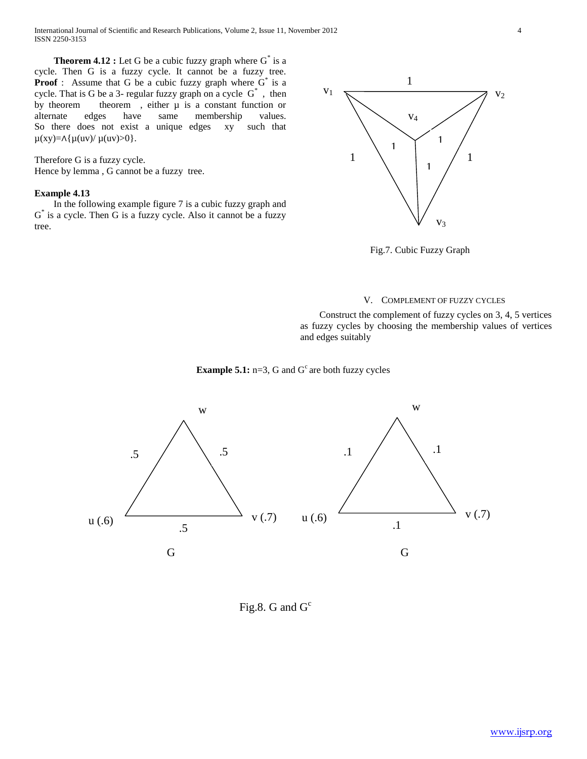**Theorem 4.12 :** Let G be a cubic fuzzy graph where $G^*$ is a cycle. Then G is a fuzzy cycle. It cannot be a fuzzy tree.

**Proof** : Assume that G be a cubic fuzzy graph where $G^*$ is a cycle. That is G be a 3- regular fuzzy graph on a cycle $G^*$ , then by theorem theorem , either μ is a constant function or alternate edges have same membership values. So there does not exist a unique edges xy such that $\mu(xy)=\wedge\{\mu(uv)/ \mu(uv)>0\}$.

Therefore G is a fuzzy cycle.
Hence by lemma , G cannot be a fuzzy tree.

**Example 4.13**

In the following example figure 7 is a cubic fuzzy graph and $G^*$ is a cycle. Then G is a fuzzy cycle. Also it cannot be a fuzzy tree.

Fig.7. Cubic Fuzzy Graph

## V. Complement of Fuzzy Cycles

Construct the complement of fuzzy cycles on 3, 4, 5 vertices as fuzzy cycles by choosing the membership values of vertices and edges suitably

**Example 5.1:** n=3, G and $G^c$ are both fuzzy cycles

Fig.8. G and $G^c$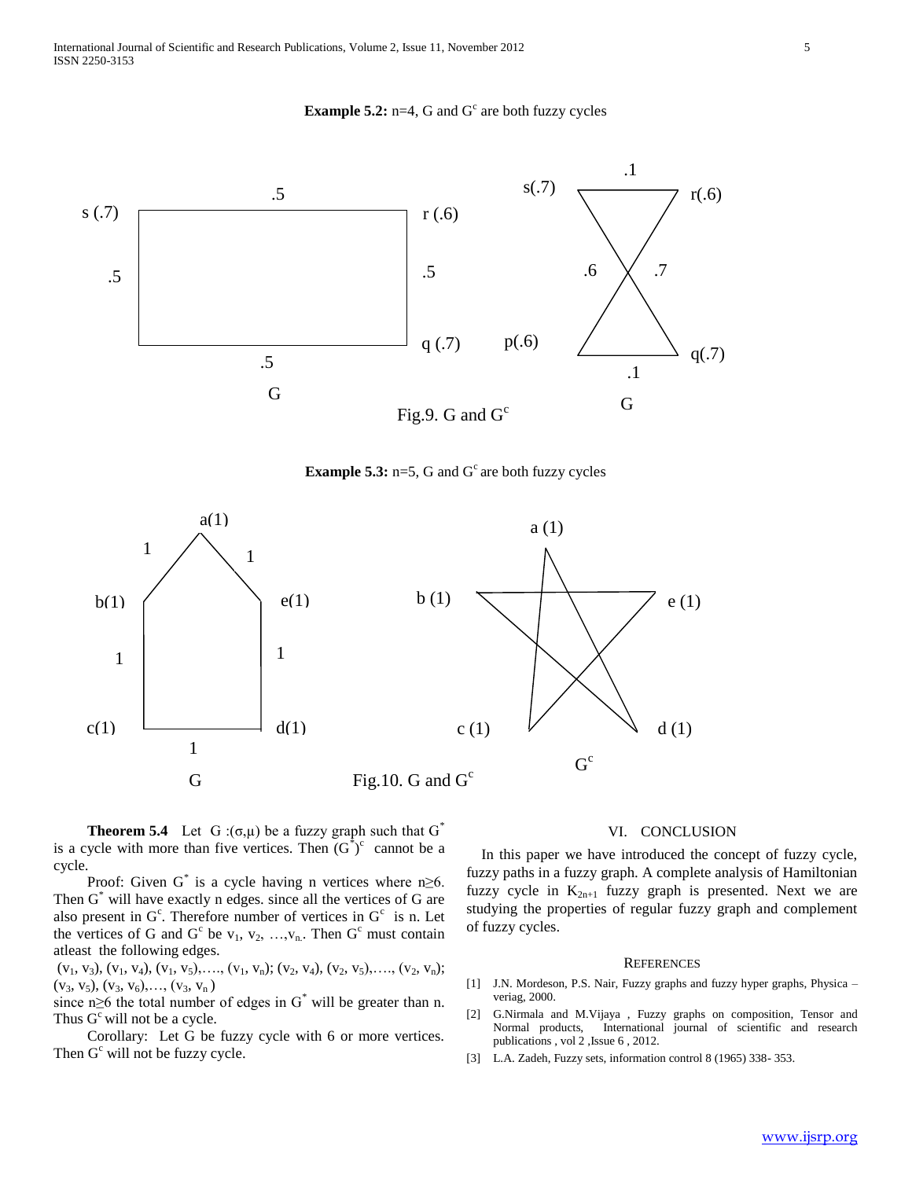**Example 5.2:** n=4, G and $G^c$ are both fuzzy cycles

Fig.9. G and $G^c$

**Example 5.3:** n=5, G and $G^c$ are both fuzzy cycles

Fig.10. G and $G^c$

**Theorem 5.4** Let $G :(\sigma,\mu)$ be a fuzzy graph such that $G^*$ is a cycle with more than five vertices. Then $(G^*)^c$ cannot be a cycle.

Proof: Given $G^*$ is a cycle having n vertices where $n \geq 6$. Then $G^*$ will have exactly n edges. since all the vertices of G are also present in $G^c$. Therefore number of vertices in $G^c$ is n. Let the vertices of G and $G^c$ be $v_1, v_2, \ldots, v_n$. Then $G^c$ must contain atleast the following edges.

$(v_1, v_3), (v_1, v_4), (v_1, v_5), \ldots, (v_1, v_n); (v_2, v_4), (v_2, v_5), \ldots, (v_2, v_n); (v_3, v_5), (v_3, v_6), \ldots, (v_3, v_n)$

since $n \geq 6$ the total number of edges in $G^*$ will be greater than n. Thus $G^c$ will not be a cycle.

Corollary: Let G be fuzzy cycle with 6 or more vertices. Then $G^c$ will not be fuzzy cycle.

## VI. CONCLUSION

In this paper we have introduced the concept of fuzzy cycle, fuzzy paths in a fuzzy graph. A complete analysis of Hamiltonian fuzzy cycle in $K_{2n+1}$ fuzzy graph is presented. Next we are studying the properties of regular fuzzy graph and complement of fuzzy cycles.

## REFERENCES

[1] J.N. Mordeson, P.S. Nair, Fuzzy graphs and fuzzy hyper graphs, Physica – veriag, 2000.

[2] G.Nirmala and M.Vijaya , Fuzzy graphs on composition, Tensor and Normal products, International journal of scientific and research publications , vol 2 ,Issue 6 , 2012.

[3] L.A. Zadeh, Fuzzy sets, information control 8 (1965) 338- 353.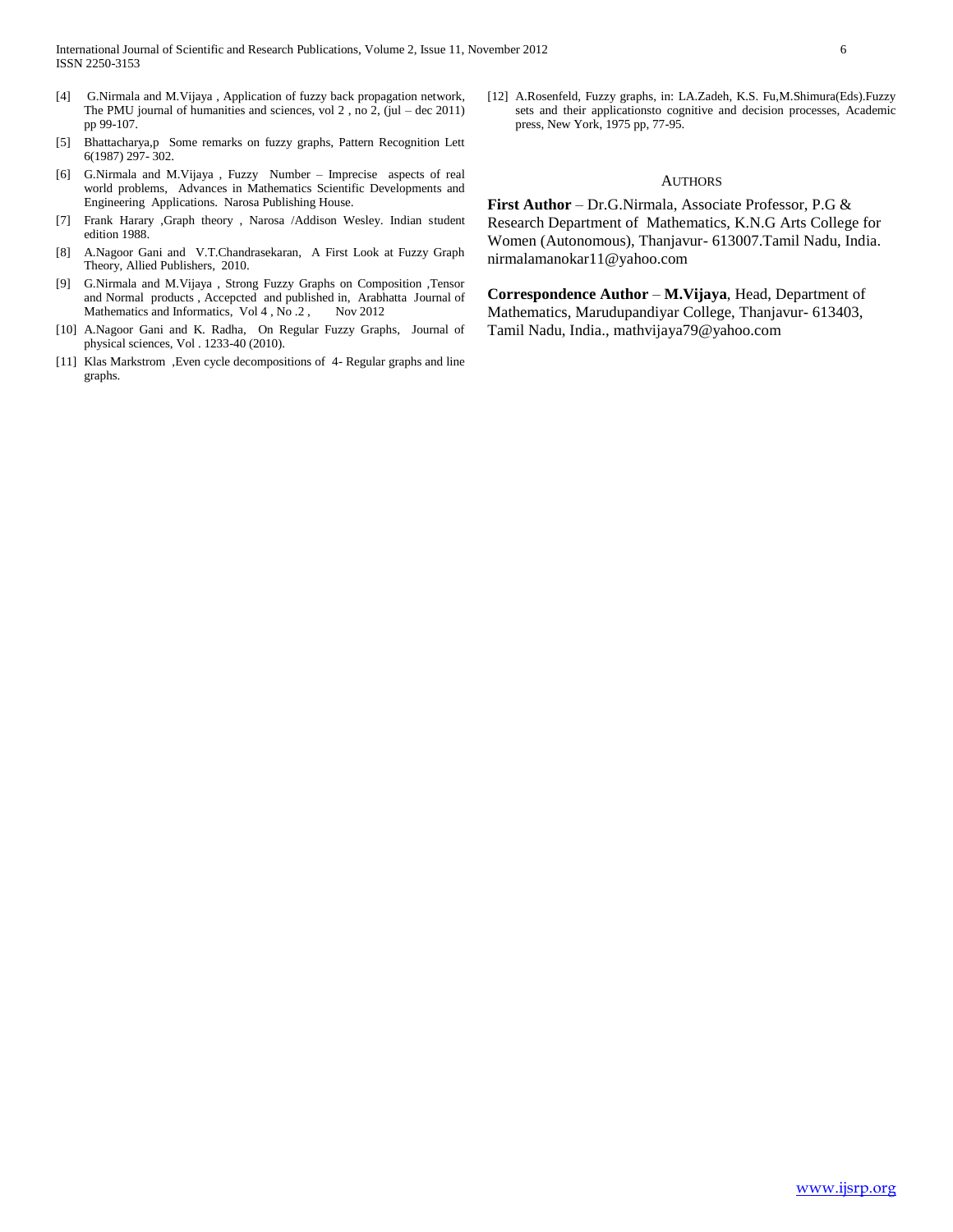[4] G.Nirmala and M.Vijaya , Application of fuzzy back propagation network, The PMU journal of humanities and sciences, vol 2 , no 2, (jul – dec 2011) pp 99-107.

[5] Bhattacharya,p Some remarks on fuzzy graphs, Pattern Recognition Lett 6(1987) 297- 302.

[6] G.Nirmala and M.Vijaya , Fuzzy Number – Imprecise aspects of real world problems, Advances in Mathematics Scientific Developments and Engineering Applications. Narosa Publishing House.

[7] Frank Harary ,Graph theory , Narosa /Addison Wesley. Indian student edition 1988.

[8] A.Nagoor Gani and V.T.Chandrasekaran, A First Look at Fuzzy Graph Theory, Allied Publishers, 2010.

[9] G.Nirmala and M.Vijaya , Strong Fuzzy Graphs on Composition ,Tensor and Normal products , Accepcted and published in, Arabhatta Journal of Mathematics and Informatics, Vol 4 , No .2 , Nov 2012

[10] A.Nagoor Gani and K. Radha, On Regular Fuzzy Graphs, Journal of physical sciences, Vol . 1233-40 (2010).

[11] Klas Markstrom ,Even cycle decompositions of 4- Regular graphs and line graphs.

[12] A.Rosenfeld, Fuzzy graphs, in: LA.Zadeh, K.S. Fu,M.Shimura(Eds).Fuzzy sets and their applicationsto cognitive and decision processes, Academic press, New York, 1975 pp, 77-95.

## Authors

**First Author** – Dr.G.Nirmala, Associate Professor, P.G & Research Department of Mathematics, K.N.G Arts College for Women (Autonomous), Thanjavur- 613007.Tamil Nadu, India. nirmalamanokar11@yahoo.com

**Correspondence Author** – **M.Vijaya**, Head, Department of Mathematics, Marudupandiyar College, Thanjavur- 613403, Tamil Nadu, India., mathvijaya79@yahoo.com